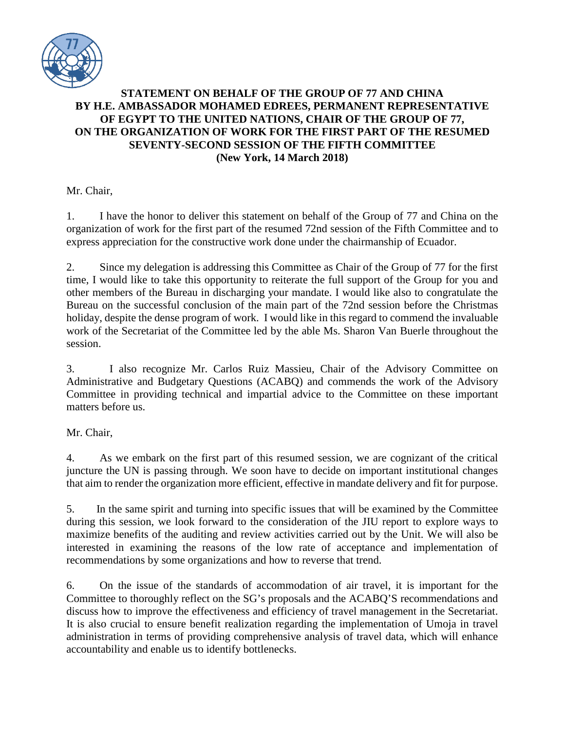**STATEMENT ON BEHALF OF THE GROUP OF 77 AND CHINA BY H.E. AMBASSADOR MOHAMED EDREES, PERMANENT REPRESENTATIVE OF EGYPT TO THE UNITED NATIONS, CHAIR OF THE GROUP OF 77, ON THE ORGANIZATION OF WORK FOR THE FIRST PART OF THE RESUMED SEVENTY-SECOND SESSION OF THE FIFTH COMMITTEE (New York, 14 March 2018)**

Mr. Chair,

1. I have the honor to deliver this statement on behalf of the Group of 77 and China on the organization of work for the first part of the resumed 72nd session of the Fifth Committee and to express appreciation for the constructive work done under the chairmanship of Ecuador.

2. Since my delegation is addressing this Committee as Chair of the Group of 77 for the first time, I would like to take this opportunity to reiterate the full support of the Group for you and other members of the Bureau in discharging your mandate. I would like also to congratulate the Bureau on the successful conclusion of the main part of the 72nd session before the Christmas holiday, despite the dense program of work. I would like in this regard to commend the invaluable work of the Secretariat of the Committee led by the able Ms. Sharon Van Buerle throughout the session.

3. I also recognize Mr. Carlos Ruiz Massieu, Chair of the Advisory Committee on Administrative and Budgetary Questions (ACABQ) and commends the work of the Advisory Committee in providing technical and impartial advice to the Committee on these important matters before us.

Mr. Chair,

4. As we embark on the first part of this resumed session, we are cognizant of the critical juncture the UN is passing through. We soon have to decide on important institutional changes that aim to render the organization more efficient, effective in mandate delivery and fit for purpose.

5. In the same spirit and turning into specific issues that will be examined by the Committee during this session, we look forward to the consideration of the JIU report to explore ways to maximize benefits of the auditing and review activities carried out by the Unit. We will also be interested in examining the reasons of the low rate of acceptance and implementation of recommendations by some organizations and how to reverse that trend.

6. On the issue of the standards of accommodation of air travel, it is important for the Committee to thoroughly reflect on the SG's proposals and the ACABQ'S recommendations and discuss how to improve the effectiveness and efficiency of travel management in the Secretariat. It is also crucial to ensure benefit realization regarding the implementation of Umoja in travel administration in terms of providing comprehensive analysis of travel data, which will enhance accountability and enable us to identify bottlenecks.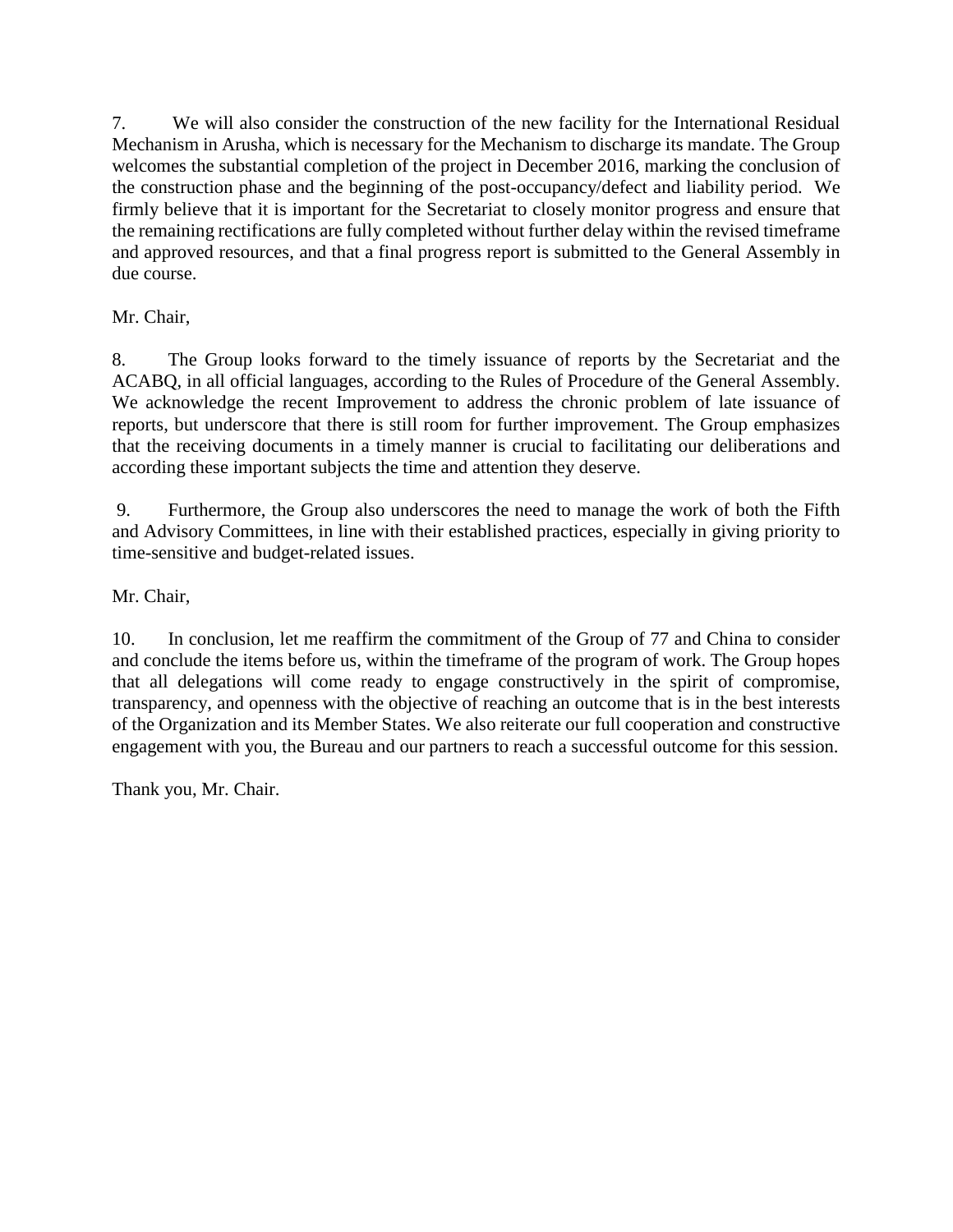7. We will also consider the construction of the new facility for the International Residual Mechanism in Arusha, which is necessary for the Mechanism to discharge its mandate. The Group welcomes the substantial completion of the project in December 2016, marking the conclusion of the construction phase and the beginning of the post-occupancy/defect and liability period. We firmly believe that it is important for the Secretariat to closely monitor progress and ensure that the remaining rectifications are fully completed without further delay within the revised timeframe and approved resources, and that a final progress report is submitted to the General Assembly in due course.

Mr. Chair,

8. The Group looks forward to the timely issuance of reports by the Secretariat and the ACABQ, in all official languages, according to the Rules of Procedure of the General Assembly. We acknowledge the recent Improvement to address the chronic problem of late issuance of reports, but underscore that there is still room for further improvement. The Group emphasizes that the receiving documents in a timely manner is crucial to facilitating our deliberations and according these important subjects the time and attention they deserve.

9. Furthermore, the Group also underscores the need to manage the work of both the Fifth and Advisory Committees, in line with their established practices, especially in giving priority to time-sensitive and budget-related issues.

Mr. Chair,

10. In conclusion, let me reaffirm the commitment of the Group of 77 and China to consider and conclude the items before us, within the timeframe of the program of work. The Group hopes that all delegations will come ready to engage constructively in the spirit of compromise, transparency, and openness with the objective of reaching an outcome that is in the best interests of the Organization and its Member States. We also reiterate our full cooperation and constructive engagement with you, the Bureau and our partners to reach a successful outcome for this session.

Thank you, Mr. Chair.